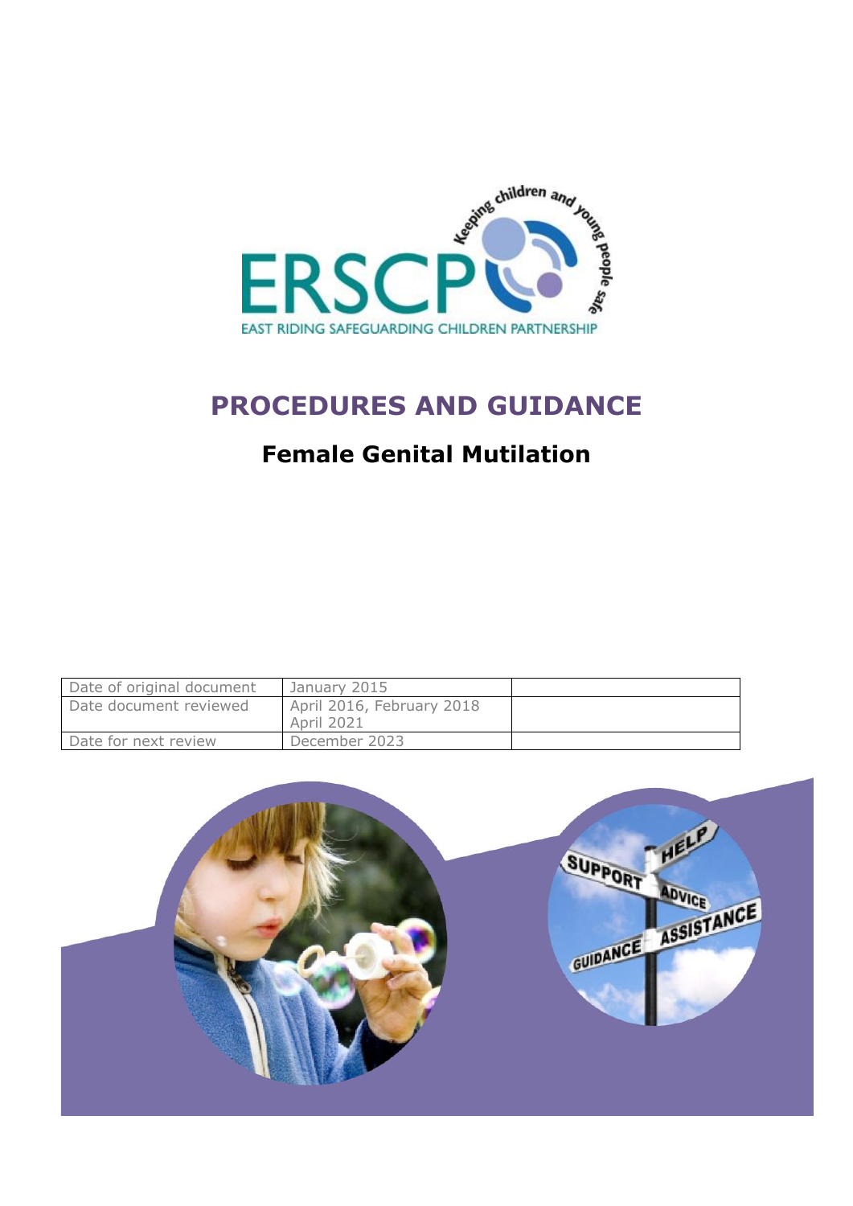EAST RIDING SAFEGUARDING CHILDREN PARTNERSHIP

# PROCEDURES AND GUIDANCE

## Female Genital Mutilation

| Date of original document | January 2015 | |
|---|---|---|
| Date document reviewed | April 2016, February 2018 April 2021 | |
| Date for next review | December 2023 | |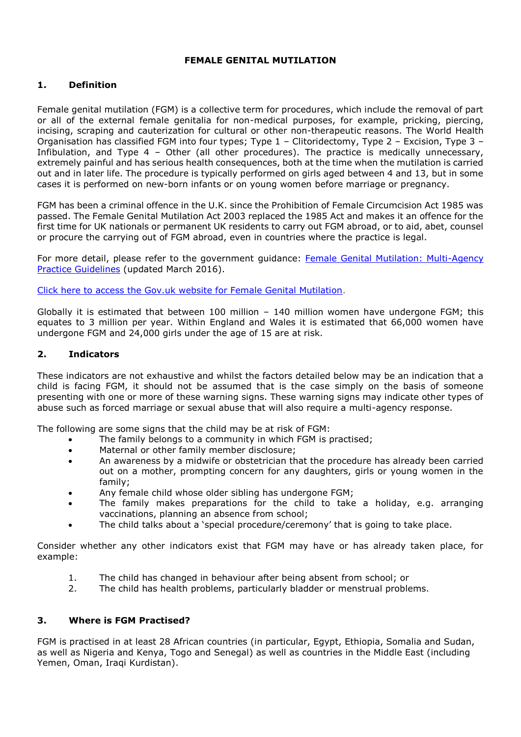# FEMALE GENITAL MUTILATION

## 1. Definition

Female genital mutilation (FGM) is a collective term for procedures, which include the removal of part or all of the external female genitalia for non-medical purposes, for example, pricking, piercing, incising, scraping and cauterization for cultural or other non-therapeutic reasons. The World Health Organisation has classified FGM into four types; Type 1 – Clitoridectomy, Type 2 – Excision, Type 3 – Infibulation, and Type 4 – Other (all other procedures). The practice is medically unnecessary, extremely painful and has serious health consequences, both at the time when the mutilation is carried out and in later life. The procedure is typically performed on girls aged between 4 and 13, but in some cases it is performed on new-born infants or on young women before marriage or pregnancy.

FGM has been a criminal offence in the U.K. since the Prohibition of Female Circumcision Act 1985 was passed. The Female Genital Mutilation Act 2003 replaced the 1985 Act and makes it an offence for the first time for UK nationals or permanent UK residents to carry out FGM abroad, or to aid, abet, counsel or procure the carrying out of FGM abroad, even in countries where the practice is legal.

For more detail, please refer to the government guidance: Female Genital Mutilation: Multi-Agency Practice Guidelines (updated March 2016).

Click here to access the Gov.uk website for Female Genital Mutilation.

Globally it is estimated that between 100 million – 140 million women have undergone FGM; this equates to 3 million per year. Within England and Wales it is estimated that 66,000 women have undergone FGM and 24,000 girls under the age of 15 are at risk.

## 2. Indicators

These indicators are not exhaustive and whilst the factors detailed below may be an indication that a child is facing FGM, it should not be assumed that is the case simply on the basis of someone presenting with one or more of these warning signs. These warning signs may indicate other types of abuse such as forced marriage or sexual abuse that will also require a multi-agency response.

The following are some signs that the child may be at risk of FGM:

- The family belongs to a community in which FGM is practised;
- Maternal or other family member disclosure;
- An awareness by a midwife or obstetrician that the procedure has already been carried out on a mother, prompting concern for any daughters, girls or young women in the family;
- Any female child whose older sibling has undergone FGM;
- The family makes preparations for the child to take a holiday, e.g. arranging vaccinations, planning an absence from school;
- The child talks about a 'special procedure/ceremony' that is going to take place.

Consider whether any other indicators exist that FGM may have or has already taken place, for example:

1. The child has changed in behaviour after being absent from school; or
2. The child has health problems, particularly bladder or menstrual problems.

## 3. Where is FGM Practised?

FGM is practised in at least 28 African countries (in particular, Egypt, Ethiopia, Somalia and Sudan, as well as Nigeria and Kenya, Togo and Senegal) as well as countries in the Middle East (including Yemen, Oman, Iraqi Kurdistan).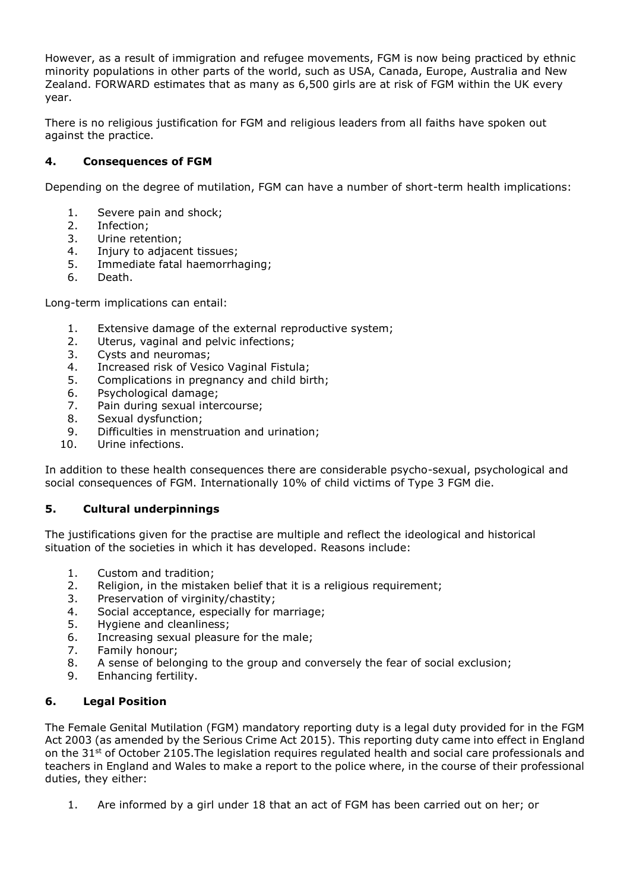However, as a result of immigration and refugee movements, FGM is now being practiced by ethnic minority populations in other parts of the world, such as USA, Canada, Europe, Australia and New Zealand. FORWARD estimates that as many as 6,500 girls are at risk of FGM within the UK every year.

There is no religious justification for FGM and religious leaders from all faiths have spoken out against the practice.

## 4. Consequences of FGM

Depending on the degree of mutilation, FGM can have a number of short-term health implications:

1. Severe pain and shock;
2. Infection;
3. Urine retention;
4. Injury to adjacent tissues;
5. Immediate fatal haemorrhaging;
6. Death.

Long-term implications can entail:

1. Extensive damage of the external reproductive system;
2. Uterus, vaginal and pelvic infections;
3. Cysts and neuromas;
4. Increased risk of Vesico Vaginal Fistula;
5. Complications in pregnancy and child birth;
6. Psychological damage;
7. Pain during sexual intercourse;
8. Sexual dysfunction;
9. Difficulties in menstruation and urination;
10. Urine infections.

In addition to these health consequences there are considerable psycho-sexual, psychological and social consequences of FGM. Internationally 10% of child victims of Type 3 FGM die.

## 5. Cultural underpinnings

The justifications given for the practise are multiple and reflect the ideological and historical situation of the societies in which it has developed. Reasons include:

1. Custom and tradition;
2. Religion, in the mistaken belief that it is a religious requirement;
3. Preservation of virginity/chastity;
4. Social acceptance, especially for marriage;
5. Hygiene and cleanliness;
6. Increasing sexual pleasure for the male;
7. Family honour;
8. A sense of belonging to the group and conversely the fear of social exclusion;
9. Enhancing fertility.

## 6. Legal Position

The Female Genital Mutilation (FGM) mandatory reporting duty is a legal duty provided for in the FGM Act 2003 (as amended by the Serious Crime Act 2015). This reporting duty came into effect in England on the 31st of October 2105.The legislation requires regulated health and social care professionals and teachers in England and Wales to make a report to the police where, in the course of their professional duties, they either:

1. Are informed by a girl under 18 that an act of FGM has been carried out on her; or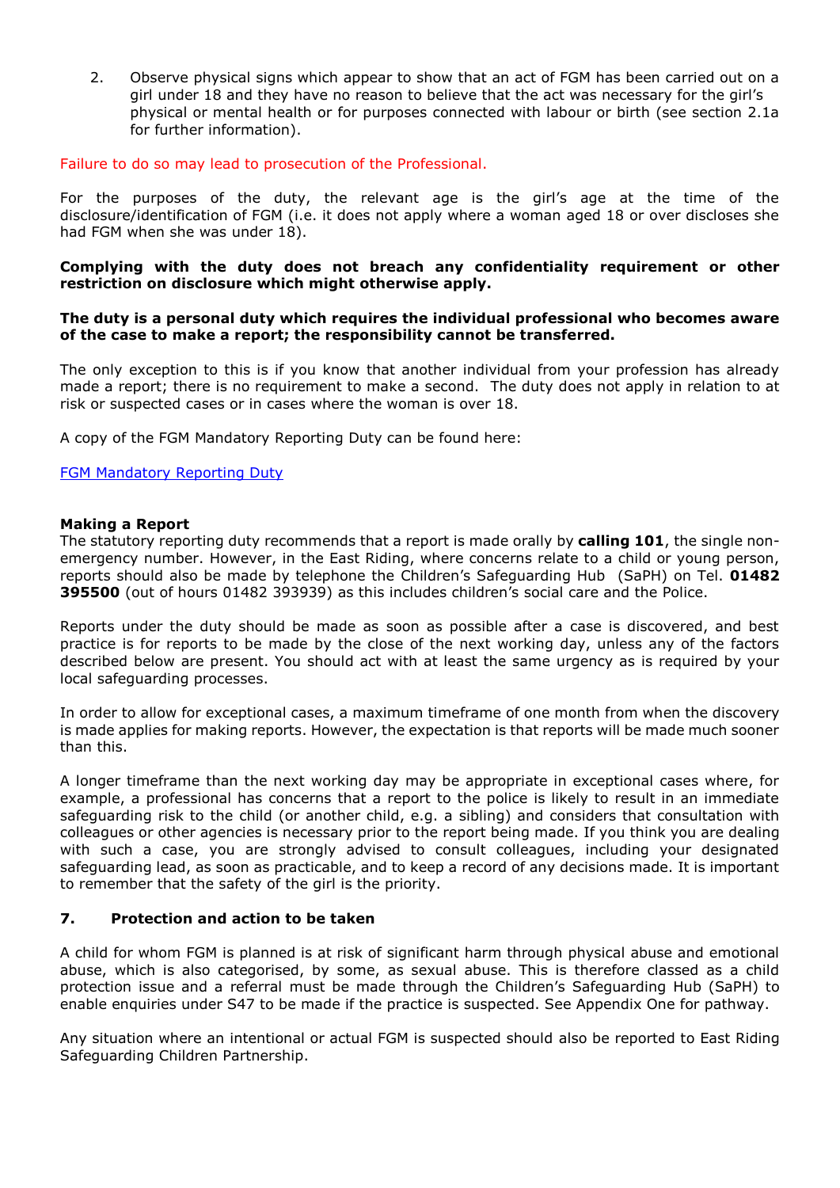2. Observe physical signs which appear to show that an act of FGM has been carried out on a girl under 18 and they have no reason to believe that the act was necessary for the girl's physical or mental health or for purposes connected with labour or birth (see section 2.1a for further information).

Failure to do so may lead to prosecution of the Professional.

For the purposes of the duty, the relevant age is the girl's age at the time of the disclosure/identification of FGM (i.e. it does not apply where a woman aged 18 or over discloses she had FGM when she was under 18).

**Complying with the duty does not breach any confidentiality requirement or other restriction on disclosure which might otherwise apply.**

**The duty is a personal duty which requires the individual professional who becomes aware of the case to make a report; the responsibility cannot be transferred.**

The only exception to this is if you know that another individual from your profession has already made a report; there is no requirement to make a second. The duty does not apply in relation to at risk or suspected cases or in cases where the woman is over 18.

A copy of the FGM Mandatory Reporting Duty can be found here:

[FGM Mandatory Reporting Duty]

**Making a Report**
The statutory reporting duty recommends that a report is made orally by **calling 101**, the single non-emergency number. However, in the East Riding, where concerns relate to a child or young person, reports should also be made by telephone the Children's Safeguarding Hub (SaPH) on Tel. **01482 395500** (out of hours 01482 393939) as this includes children's social care and the Police.

Reports under the duty should be made as soon as possible after a case is discovered, and best practice is for reports to be made by the close of the next working day, unless any of the factors described below are present. You should act with at least the same urgency as is required by your local safeguarding processes.

In order to allow for exceptional cases, a maximum timeframe of one month from when the discovery is made applies for making reports. However, the expectation is that reports will be made much sooner than this.

A longer timeframe than the next working day may be appropriate in exceptional cases where, for example, a professional has concerns that a report to the police is likely to result in an immediate safeguarding risk to the child (or another child, e.g. a sibling) and considers that consultation with colleagues or other agencies is necessary prior to the report being made. If you think you are dealing with such a case, you are strongly advised to consult colleagues, including your designated safeguarding lead, as soon as practicable, and to keep a record of any decisions made. It is important to remember that the safety of the girl is the priority.

## 7. Protection and action to be taken

A child for whom FGM is planned is at risk of significant harm through physical abuse and emotional abuse, which is also categorised, by some, as sexual abuse. This is therefore classed as a child protection issue and a referral must be made through the Children's Safeguarding Hub (SaPH) to enable enquiries under S47 to be made if the practice is suspected. See Appendix One for pathway.

Any situation where an intentional or actual FGM is suspected should also be reported to East Riding Safeguarding Children Partnership.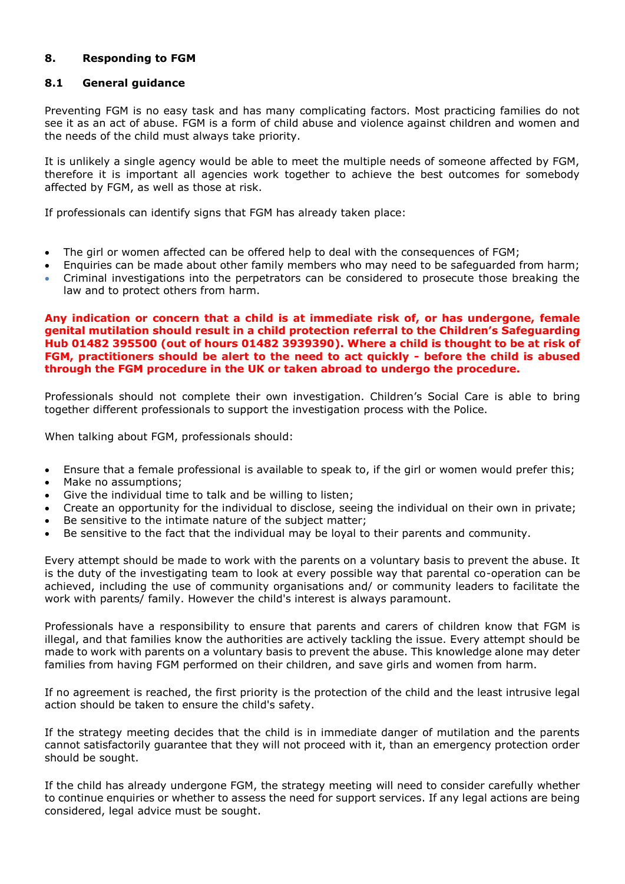## 8. Responding to FGM

### 8.1 General guidance

Preventing FGM is no easy task and has many complicating factors. Most practicing families do not see it as an act of abuse. FGM is a form of child abuse and violence against children and women and the needs of the child must always take priority.

It is unlikely a single agency would be able to meet the multiple needs of someone affected by FGM, therefore it is important all agencies work together to achieve the best outcomes for somebody affected by FGM, as well as those at risk.

If professionals can identify signs that FGM has already taken place:

- The girl or women affected can be offered help to deal with the consequences of FGM;
- Enquiries can be made about other family members who may need to be safeguarded from harm;
- Criminal investigations into the perpetrators can be considered to prosecute those breaking the law and to protect others from harm.

**Any indication or concern that a child is at immediate risk of, or has undergone, female genital mutilation should result in a child protection referral to the Children's Safeguarding Hub 01482 395500 (out of hours 01482 3939390). Where a child is thought to be at risk of FGM, practitioners should be alert to the need to act quickly - before the child is abused through the FGM procedure in the UK or taken abroad to undergo the procedure.**

Professionals should not complete their own investigation. Children's Social Care is able to bring together different professionals to support the investigation process with the Police.

When talking about FGM, professionals should:

- Ensure that a female professional is available to speak to, if the girl or women would prefer this;
- Make no assumptions;
- Give the individual time to talk and be willing to listen;
- Create an opportunity for the individual to disclose, seeing the individual on their own in private;
- Be sensitive to the intimate nature of the subject matter;
- Be sensitive to the fact that the individual may be loyal to their parents and community.

Every attempt should be made to work with the parents on a voluntary basis to prevent the abuse. It is the duty of the investigating team to look at every possible way that parental co-operation can be achieved, including the use of community organisations and/ or community leaders to facilitate the work with parents/ family. However the child's interest is always paramount.

Professionals have a responsibility to ensure that parents and carers of children know that FGM is illegal, and that families know the authorities are actively tackling the issue. Every attempt should be made to work with parents on a voluntary basis to prevent the abuse. This knowledge alone may deter families from having FGM performed on their children, and save girls and women from harm.

If no agreement is reached, the first priority is the protection of the child and the least intrusive legal action should be taken to ensure the child's safety.

If the strategy meeting decides that the child is in immediate danger of mutilation and the parents cannot satisfactorily guarantee that they will not proceed with it, than an emergency protection order should be sought.

If the child has already undergone FGM, the strategy meeting will need to consider carefully whether to continue enquiries or whether to assess the need for support services. If any legal actions are being considered, legal advice must be sought.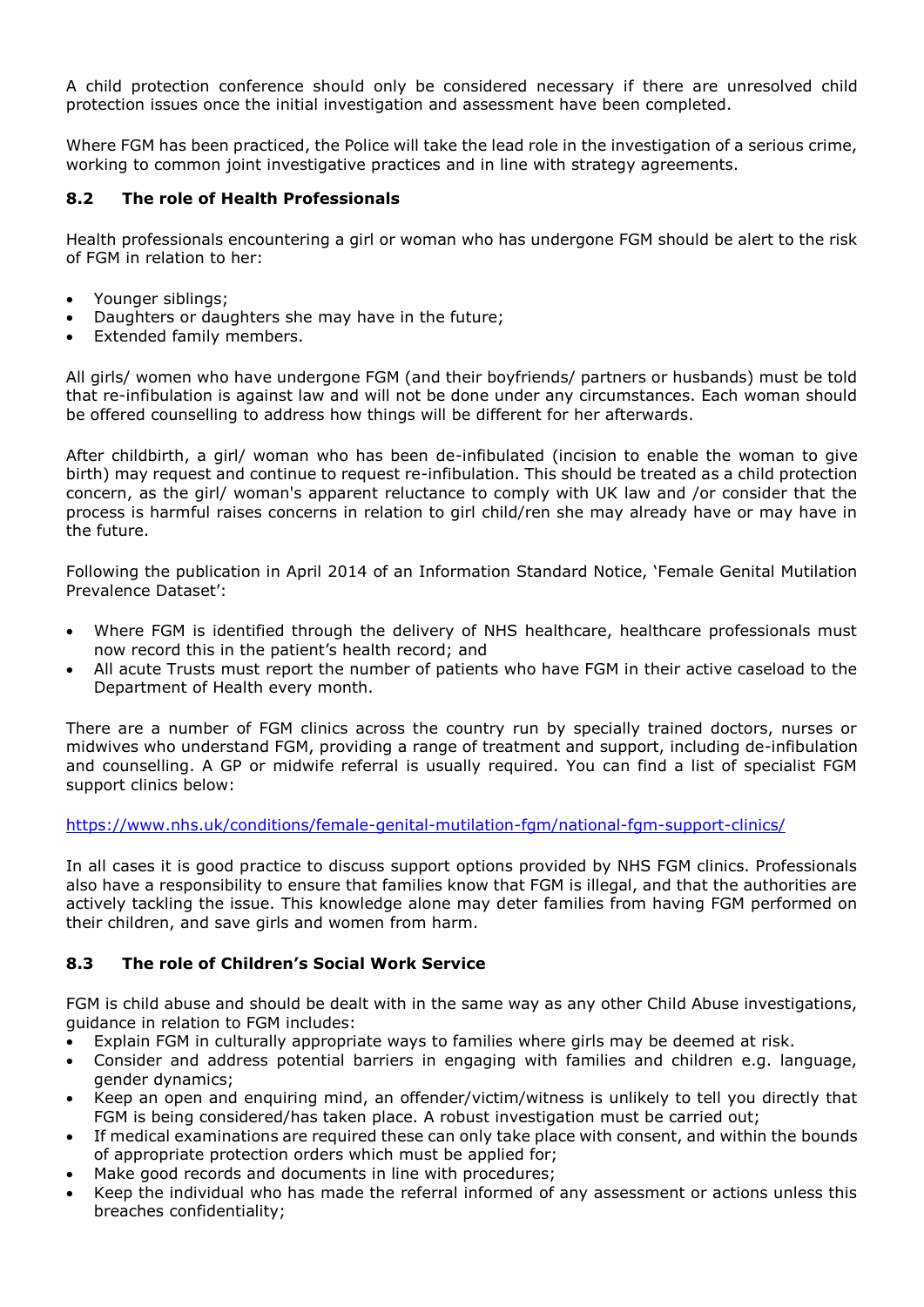A child protection conference should only be considered necessary if there are unresolved child protection issues once the initial investigation and assessment have been completed.

Where FGM has been practiced, the Police will take the lead role in the investigation of a serious crime, working to common joint investigative practices and in line with strategy agreements.

### 8.2 The role of Health Professionals

Health professionals encountering a girl or woman who has undergone FGM should be alert to the risk of FGM in relation to her:

- Younger siblings;
- Daughters or daughters she may have in the future;
- Extended family members.

All girls/ women who have undergone FGM (and their boyfriends/ partners or husbands) must be told that re-infibulation is against law and will not be done under any circumstances. Each woman should be offered counselling to address how things will be different for her afterwards.

After childbirth, a girl/ woman who has been de-infibulated (incision to enable the woman to give birth) may request and continue to request re-infibulation. This should be treated as a child protection concern, as the girl/ woman's apparent reluctance to comply with UK law and /or consider that the process is harmful raises concerns in relation to girl child/ren she may already have or may have in the future.

Following the publication in April 2014 of an Information Standard Notice, 'Female Genital Mutilation Prevalence Dataset':

- Where FGM is identified through the delivery of NHS healthcare, healthcare professionals must now record this in the patient's health record; and
- All acute Trusts must report the number of patients who have FGM in their active caseload to the Department of Health every month.

There are a number of FGM clinics across the country run by specially trained doctors, nurses or midwives who understand FGM, providing a range of treatment and support, including de-infibulation and counselling. A GP or midwife referral is usually required. You can find a list of specialist FGM support clinics below:

https://www.nhs.uk/conditions/female-genital-mutilation-fgm/national-fgm-support-clinics/

In all cases it is good practice to discuss support options provided by NHS FGM clinics. Professionals also have a responsibility to ensure that families know that FGM is illegal, and that the authorities are actively tackling the issue. This knowledge alone may deter families from having FGM performed on their children, and save girls and women from harm.

### 8.3 The role of Children's Social Work Service

FGM is child abuse and should be dealt with in the same way as any other Child Abuse investigations, guidance in relation to FGM includes:

- Explain FGM in culturally appropriate ways to families where girls may be deemed at risk.
- Consider and address potential barriers in engaging with families and children e.g. language, gender dynamics;
- Keep an open and enquiring mind, an offender/victim/witness is unlikely to tell you directly that FGM is being considered/has taken place. A robust investigation must be carried out;
- If medical examinations are required these can only take place with consent, and within the bounds of appropriate protection orders which must be applied for;
- Make good records and documents in line with procedures;
- Keep the individual who has made the referral informed of any assessment or actions unless this breaches confidentiality;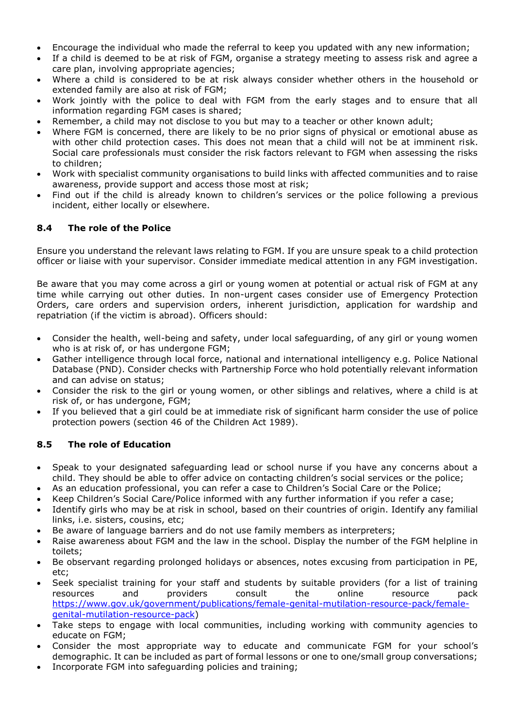- Encourage the individual who made the referral to keep you updated with any new information;
- If a child is deemed to be at risk of FGM, organise a strategy meeting to assess risk and agree a care plan, involving appropriate agencies;
- Where a child is considered to be at risk always consider whether others in the household or extended family are also at risk of FGM;
- Work jointly with the police to deal with FGM from the early stages and to ensure that all information regarding FGM cases is shared;
- Remember, a child may not disclose to you but may to a teacher or other known adult;
- Where FGM is concerned, there are likely to be no prior signs of physical or emotional abuse as with other child protection cases. This does not mean that a child will not be at imminent risk. Social care professionals must consider the risk factors relevant to FGM when assessing the risks to children;
- Work with specialist community organisations to build links with affected communities and to raise awareness, provide support and access those most at risk;
- Find out if the child is already known to children's services or the police following a previous incident, either locally or elsewhere.

### 8.4 The role of the Police

Ensure you understand the relevant laws relating to FGM. If you are unsure speak to a child protection officer or liaise with your supervisor. Consider immediate medical attention in any FGM investigation.

Be aware that you may come across a girl or young women at potential or actual risk of FGM at any time while carrying out other duties. In non-urgent cases consider use of Emergency Protection Orders, care orders and supervision orders, inherent jurisdiction, application for wardship and repatriation (if the victim is abroad). Officers should:

- Consider the health, well-being and safety, under local safeguarding, of any girl or young women who is at risk of, or has undergone FGM;
- Gather intelligence through local force, national and international intelligency e.g. Police National Database (PND). Consider checks with Partnership Force who hold potentially relevant information and can advise on status;
- Consider the risk to the girl or young women, or other siblings and relatives, where a child is at risk of, or has undergone, FGM;
- If you believed that a girl could be at immediate risk of significant harm consider the use of police protection powers (section 46 of the Children Act 1989).

### 8.5 The role of Education

- Speak to your designated safeguarding lead or school nurse if you have any concerns about a child. They should be able to offer advice on contacting children's social services or the police;
- As an education professional, you can refer a case to Children's Social Care or the Police;
- Keep Children's Social Care/Police informed with any further information if you refer a case;
- Identify girls who may be at risk in school, based on their countries of origin. Identify any familial links, i.e. sisters, cousins, etc;
- Be aware of language barriers and do not use family members as interpreters;
- Raise awareness about FGM and the law in the school. Display the number of the FGM helpline in toilets;
- Be observant regarding prolonged holidays or absences, notes excusing from participation in PE, etc;
- Seek specialist training for your staff and students by suitable providers (for a list of training resources and providers consult the online resource pack [https://www.gov.uk/government/publications/female-genital-mutilation-resource-pack/female-genital-mutilation-resource-pack](https://www.gov.uk/government/publications/female-genital-mutilation-resource-pack/female-genital-mutilation-resource-pack))
- Take steps to engage with local communities, including working with community agencies to educate on FGM;
- Consider the most appropriate way to educate and communicate FGM for your school's demographic. It can be included as part of formal lessons or one to one/small group conversations;
- Incorporate FGM into safeguarding policies and training;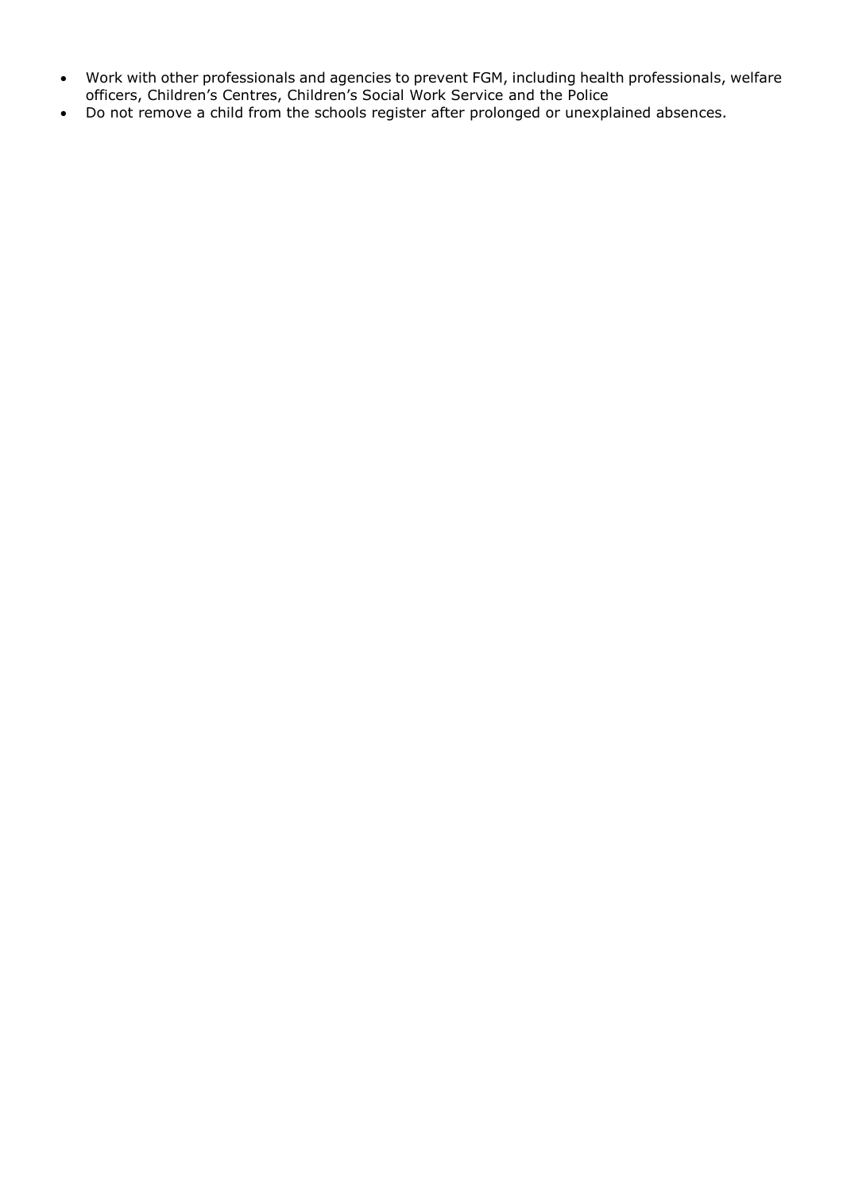- Work with other professionals and agencies to prevent FGM, including health professionals, welfare officers, Children's Centres, Children's Social Work Service and the Police
- Do not remove a child from the schools register after prolonged or unexplained absences.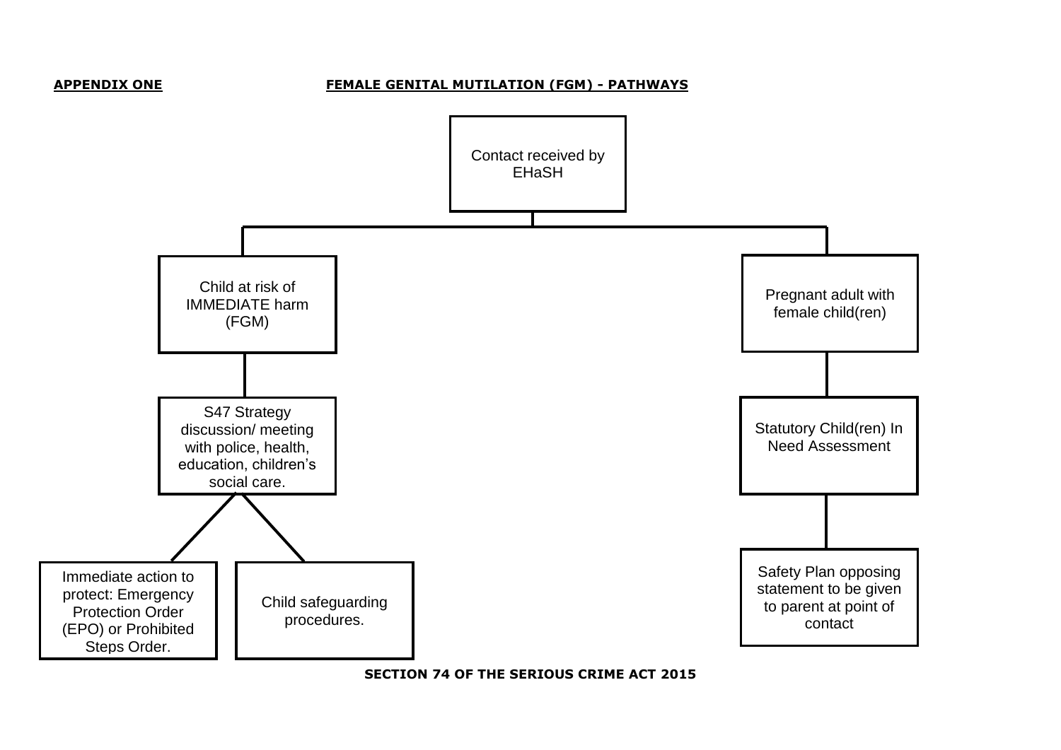**APPENDIX ONE**

**FEMALE GENITAL MUTILATION (FGM) - PATHWAYS**

Contact received by EHaSH

Child at risk of IMMEDIATE harm (FGM)

S47 Strategy discussion/ meeting with police, health, education, children's social care.

Immediate action to protect: Emergency Protection Order (EPO) or Prohibited Steps Order.

Child safeguarding procedures.

Pregnant adult with female child(ren)

Statutory Child(ren) In Need Assessment

Safety Plan opposing statement to be given to parent at point of contact

**SECTION 74 OF THE SERIOUS CRIME ACT 2015**